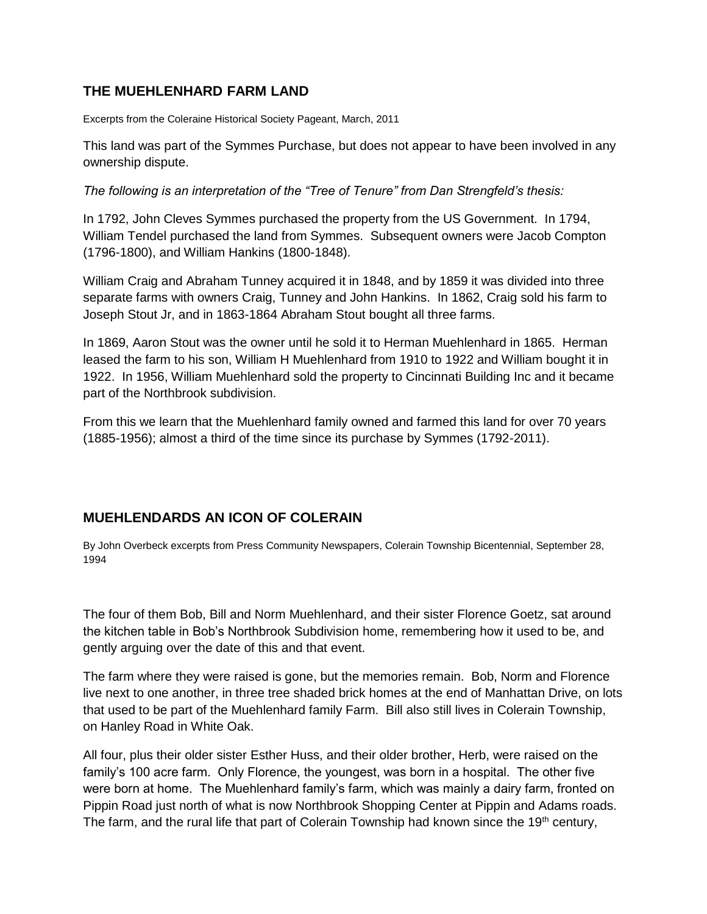## THE MUEHLENHARD FARM LAND

Excerpts from the Coleraine Historical Society Pageant, March, 2011

This land was part of the Symmes Purchase, but does not appear to have been involved in any ownership dispute.

*The following is an interpretation of the "Tree of Tenure" from Dan Strengfeld's thesis:*

In 1792, John Cleves Symmes purchased the property from the US Government. In 1794, William Tendel purchased the land from Symmes. Subsequent owners were Jacob Compton (1796-1800), and William Hankins (1800-1848).

William Craig and Abraham Tunney acquired it in 1848, and by 1859 it was divided into three separate farms with owners Craig, Tunney and John Hankins. In 1862, Craig sold his farm to Joseph Stout Jr, and in 1863-1864 Abraham Stout bought all three farms.

In 1869, Aaron Stout was the owner until he sold it to Herman Muehlenhard in 1865. Herman leased the farm to his son, William H Muehlenhard from 1910 to 1922 and William bought it in 1922. In 1956, William Muehlenhard sold the property to Cincinnati Building Inc and it became part of the Northbrook subdivision.

From this we learn that the Muehlenhard family owned and farmed this land for over 70 years (1885-1956); almost a third of the time since its purchase by Symmes (1792-2011).

## MUEHLENDARDS AN ICON OF COLERAIN

By John Overbeck excerpts from Press Community Newspapers, Colerain Township Bicentennial, September 28, 1994

The four of them Bob, Bill and Norm Muehlenhard, and their sister Florence Goetz, sat around the kitchen table in Bob's Northbrook Subdivision home, remembering how it used to be, and gently arguing over the date of this and that event.

The farm where they were raised is gone, but the memories remain. Bob, Norm and Florence live next to one another, in three tree shaded brick homes at the end of Manhattan Drive, on lots that used to be part of the Muehlenhard family Farm. Bill also still lives in Colerain Township, on Hanley Road in White Oak.

All four, plus their older sister Esther Huss, and their older brother, Herb, were raised on the family's 100 acre farm. Only Florence, the youngest, was born in a hospital. The other five were born at home. The Muehlenhard family's farm, which was mainly a dairy farm, fronted on Pippin Road just north of what is now Northbrook Shopping Center at Pippin and Adams roads. The farm, and the rural life that part of Colerain Township had known since the 19th century,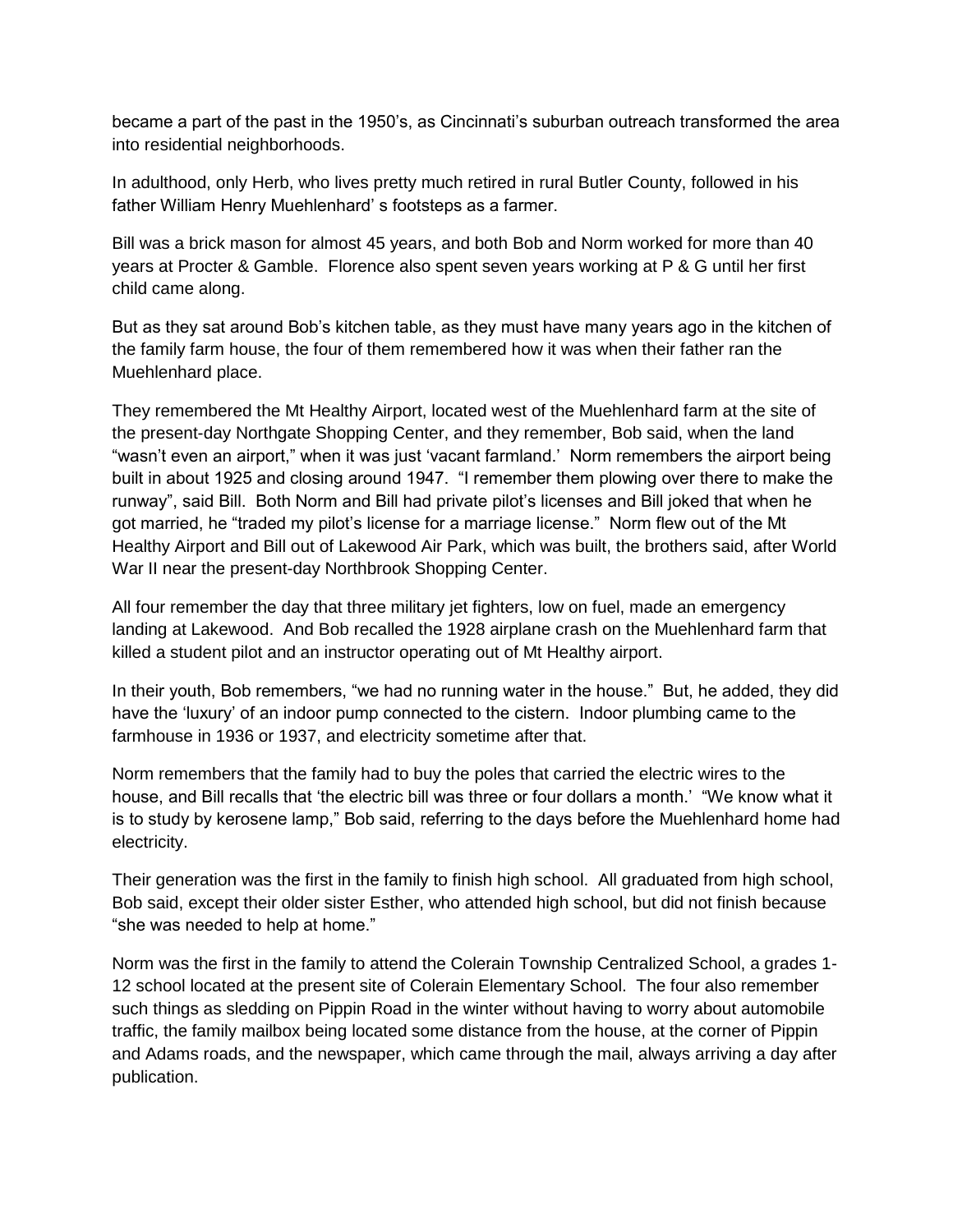became a part of the past in the 1950's, as Cincinnati's suburban outreach transformed the area into residential neighborhoods.

In adulthood, only Herb, who lives pretty much retired in rural Butler County, followed in his father William Henry Muehlenhard' s footsteps as a farmer.

Bill was a brick mason for almost 45 years, and both Bob and Norm worked for more than 40 years at Procter & Gamble. Florence also spent seven years working at P & G until her first child came along.

But as they sat around Bob's kitchen table, as they must have many years ago in the kitchen of the family farm house, the four of them remembered how it was when their father ran the Muehlenhard place.

They remembered the Mt Healthy Airport, located west of the Muehlenhard farm at the site of the present-day Northgate Shopping Center, and they remember, Bob said, when the land "wasn't even an airport," when it was just 'vacant farmland.' Norm remembers the airport being built in about 1925 and closing around 1947. "I remember them plowing over there to make the runway", said Bill. Both Norm and Bill had private pilot's licenses and Bill joked that when he got married, he "traded my pilot's license for a marriage license." Norm flew out of the Mt Healthy Airport and Bill out of Lakewood Air Park, which was built, the brothers said, after World War II near the present-day Northbrook Shopping Center.

All four remember the day that three military jet fighters, low on fuel, made an emergency landing at Lakewood. And Bob recalled the 1928 airplane crash on the Muehlenhard farm that killed a student pilot and an instructor operating out of Mt Healthy airport.

In their youth, Bob remembers, "we had no running water in the house." But, he added, they did have the 'luxury' of an indoor pump connected to the cistern. Indoor plumbing came to the farmhouse in 1936 or 1937, and electricity sometime after that.

Norm remembers that the family had to buy the poles that carried the electric wires to the house, and Bill recalls that 'the electric bill was three or four dollars a month.' "We know what it is to study by kerosene lamp," Bob said, referring to the days before the Muehlenhard home had electricity.

Their generation was the first in the family to finish high school. All graduated from high school, Bob said, except their older sister Esther, who attended high school, but did not finish because "she was needed to help at home."

Norm was the first in the family to attend the Colerain Township Centralized School, a grades 1-12 school located at the present site of Colerain Elementary School. The four also remember such things as sledding on Pippin Road in the winter without having to worry about automobile traffic, the family mailbox being located some distance from the house, at the corner of Pippin and Adams roads, and the newspaper, which came through the mail, always arriving a day after publication.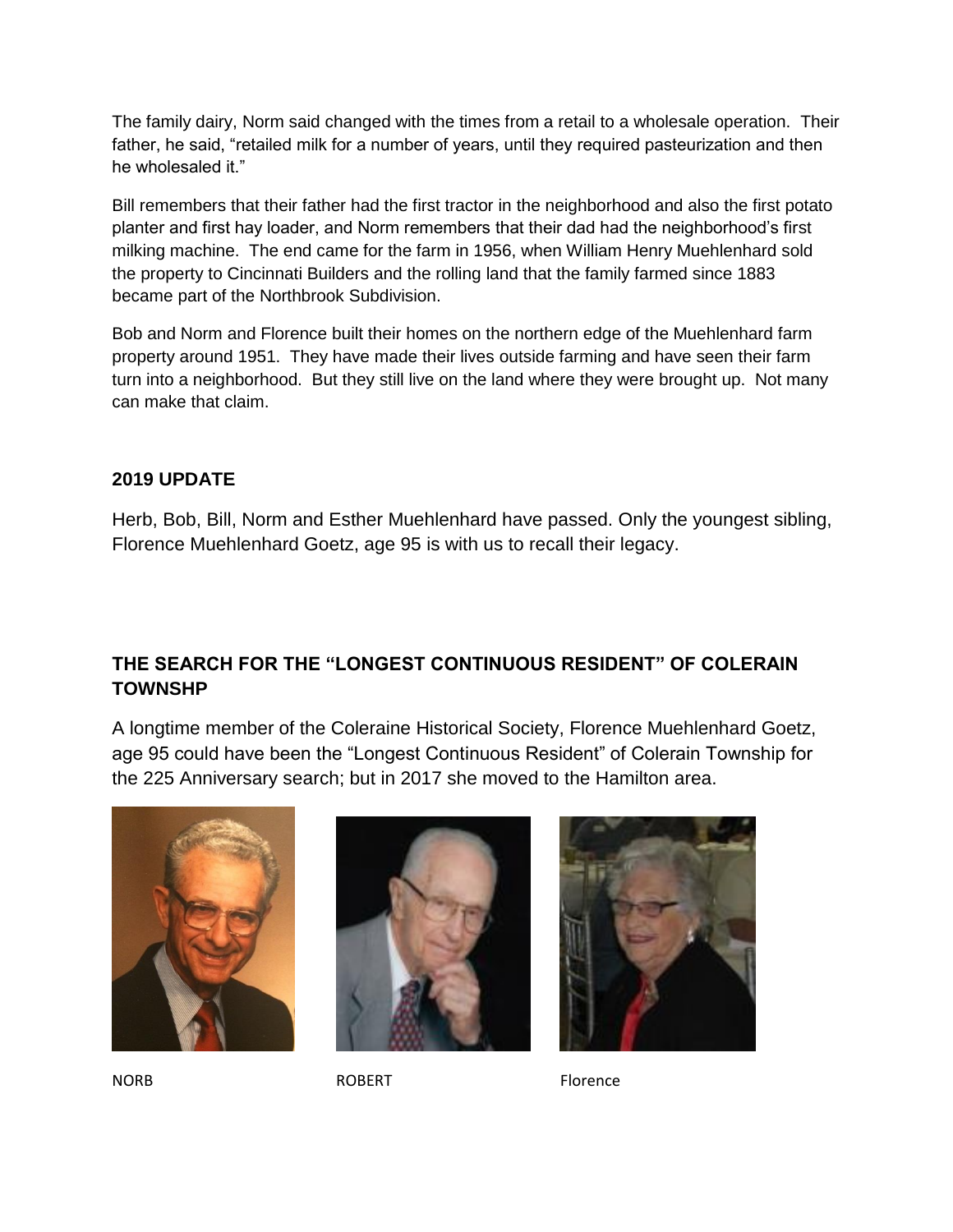The family dairy, Norm said changed with the times from a retail to a wholesale operation. Their father, he said, "retailed milk for a number of years, until they required pasteurization and then he wholesaled it."

Bill remembers that their father had the first tractor in the neighborhood and also the first potato planter and first hay loader, and Norm remembers that their dad had the neighborhood's first milking machine. The end came for the farm in 1956, when William Henry Muehlenhard sold the property to Cincinnati Builders and the rolling land that the family farmed since 1883 became part of the Northbrook Subdivision.

Bob and Norm and Florence built their homes on the northern edge of the Muehlenhard farm property around 1951. They have made their lives outside farming and have seen their farm turn into a neighborhood. But they still live on the land where they were brought up. Not many can make that claim.

## 2019 UPDATE

Herb, Bob, Bill, Norm and Esther Muehlenhard have passed. Only the youngest sibling, Florence Muehlenhard Goetz, age 95 is with us to recall their legacy.

## THE SEARCH FOR THE "LONGEST CONTINUOUS RESIDENT" OF COLERAIN TOWNSHP

A longtime member of the Coleraine Historical Society, Florence Muehlenhard Goetz, age 95 could have been the "Longest Continuous Resident" of Colerain Township for the 225 Anniversary search; but in 2017 she moved to the Hamilton area.

NORB

ROBERT

Florence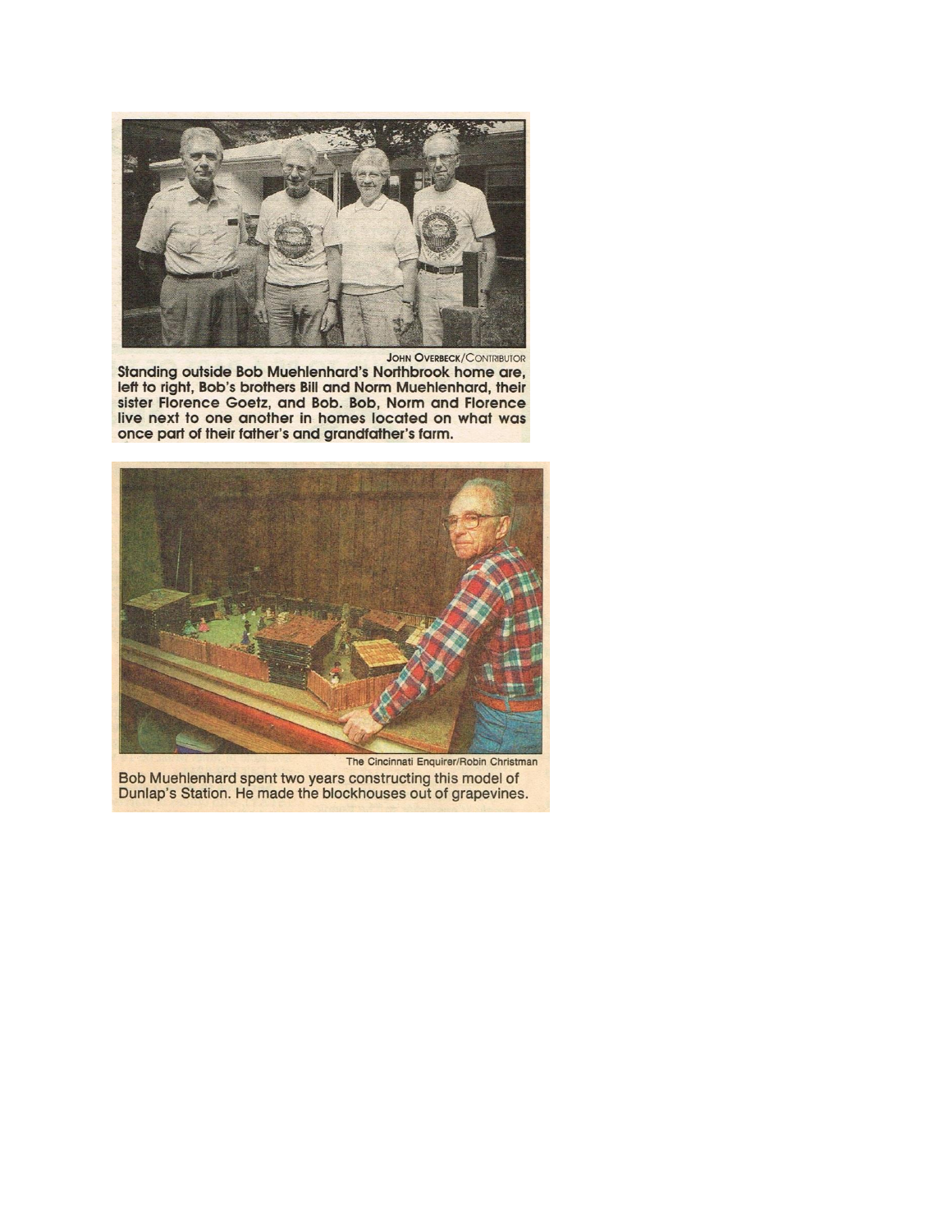JOHN OVERBECK/CONTRIBUTOR

**Standing outside Bob Muehlenhard's Northbrook home are, left to right, Bob's brothers Bill and Norm Muehlenhard, their sister Florence Goetz, and Bob. Bob, Norm and Florence live next to one another in homes located on what was once part of their father's and grandfather's farm.**

The Cincinnati Enquirer/Robin Christman

Bob Muehlenhard spent two years constructing this model of Dunlap's Station. He made the blockhouses out of grapevines.